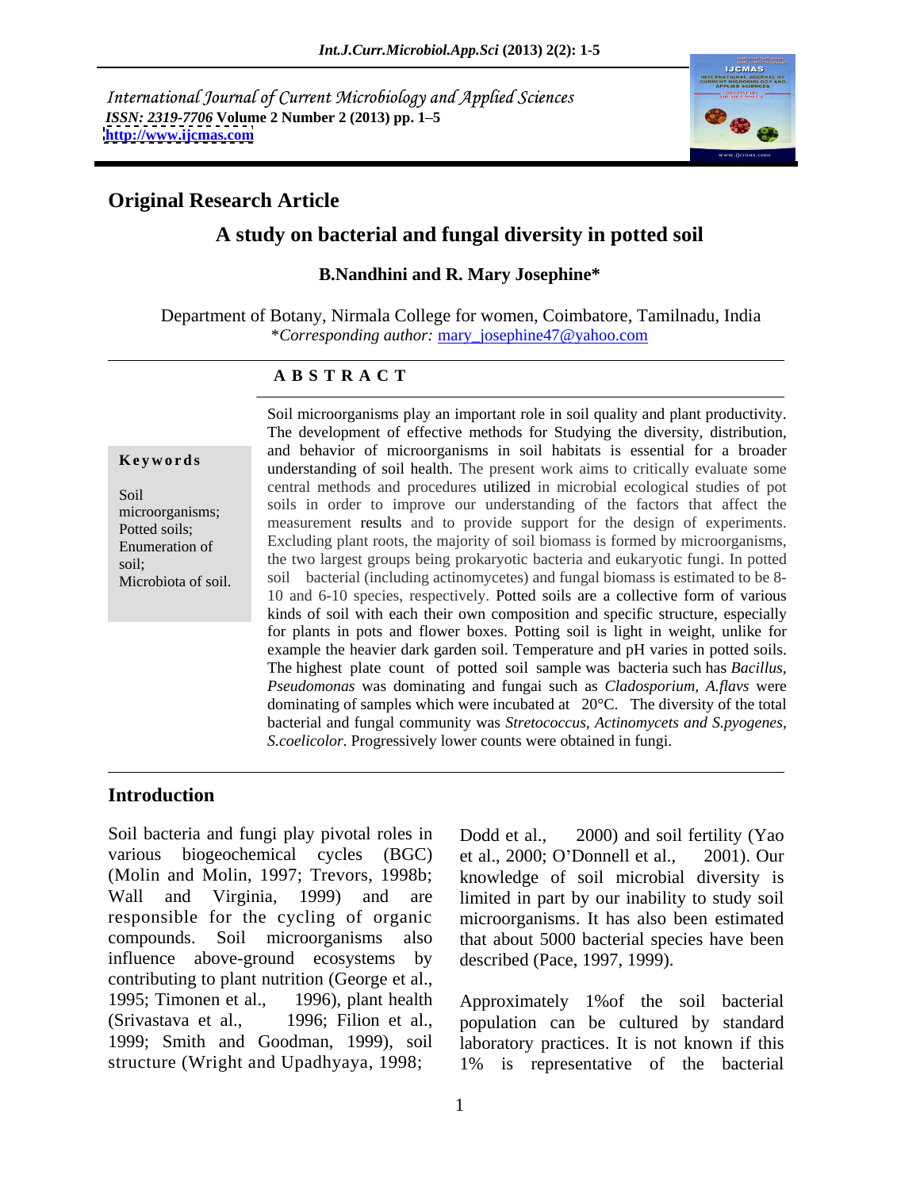International Journal of Current Microbiology and Applied Sciences
*ISSN: 2319-7706* **Volume 2 Number 2 (2013) pp. 1–5**
http://www.ijcmas.com

## Original Research Article

# A study on bacterial and fungal diversity in potted soil

**B.Nandhini and R. Mary Josephine***

Department of Botany, Nirmala College for women, Coimbatore, Tamilnadu, India
**Corresponding author:* mary_josephine47@yahoo.com

### A B S T R A C T

**Keywords**

Soil microorganisms; Potted soils; Enumeration of soil; Microbiota of soil.

Soil microorganisms play an important role in soil quality and plant productivity. The development of effective methods for Studying the diversity, distribution, and behavior of microorganisms in soil habitats is essential for a broader understanding of soil health. The present work aims to critically evaluate some central methods and procedures utilized in microbial ecological studies of pot soils in order to improve our understanding of the factors that affect the measurement results and to provide support for the design of experiments. Excluding plant roots, the majority of soil biomass is formed by microorganisms, the two largest groups being prokaryotic bacteria and eukaryotic fungi. In potted soil bacterial (including actinomycetes) and fungal biomass is estimated to be 8-10 and 6-10 species, respectively. Potted soils are a collective form of various kinds of soil with each their own composition and specific structure, especially for plants in pots and flower boxes. Potting soil is light in weight, unlike for example the heavier dark garden soil. Temperature and pH varies in potted soils. The highest plate count of potted soil sample was bacteria such has *Bacillus, Pseudomonas* was dominating and fungai such as *Cladosporium, A.flavs* were dominating of samples which were incubated at 20°C. The diversity of the total bacterial and fungal community was *Stretococcus, Actinomycets and S.pyogenes, S.coelicolor.* Progressively lower counts were obtained in fungi.

## Introduction

Soil bacteria and fungi play pivotal roles in various biogeochemical cycles (BGC) (Molin and Molin, 1997; Trevors, 1998b; Wall and Virginia, 1999) and are responsible for the cycling of organic compounds. Soil microorganisms also influence above-ground ecosystems by contributing to plant nutrition (George et al., 1995; Timonen et al., 1996), plant health (Srivastava et al., 1996; Filion et al., 1999; Smith and Goodman, 1999), soil structure (Wright and Upadhyaya, 1998; Dodd et al., 2000) and soil fertility (Yao et al., 2000; O'Donnell et al., 2001). Our knowledge of soil microbial diversity is limited in part by our inability to study soil microorganisms. It has also been estimated that about 5000 bacterial species have been described (Pace, 1997, 1999).

Approximately 1%of the soil bacterial population can be cultured by standard laboratory practices. It is not known if this 1% is representative of the bacterial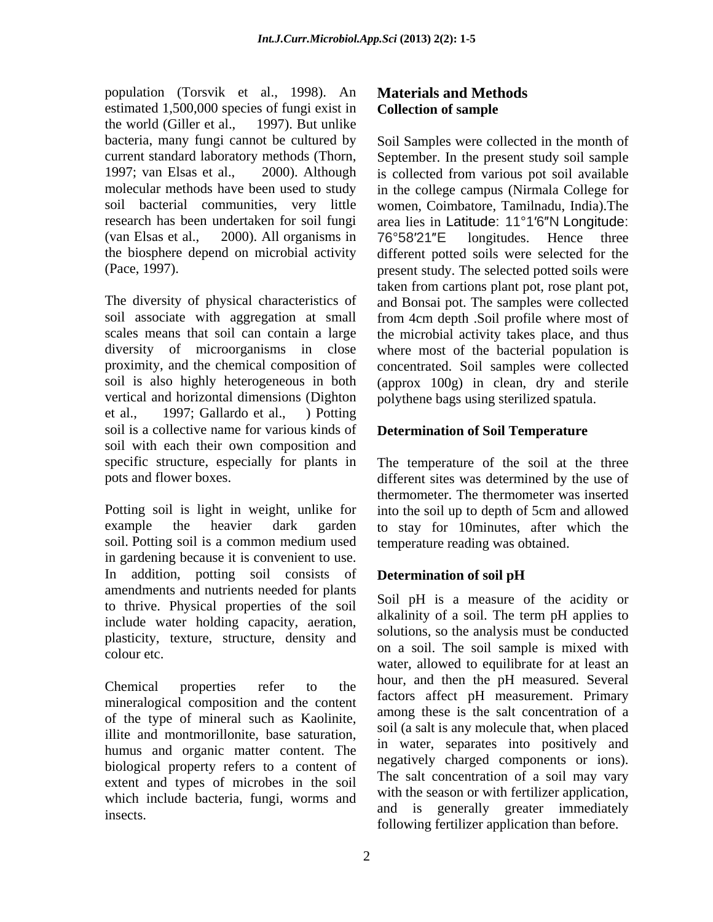population (Torsvik et al., 1998). An estimated 1,500,000 species of fungi exist in the world (Giller et al., 1997). But unlike bacteria, many fungi cannot be cultured by current standard laboratory methods (Thorn, 1997; van Elsas et al., 2000). Although molecular methods have been used to study soil bacterial communities, very little research has been undertaken for soil fungi (van Elsas et al., 2000). All organisms in the biosphere depend on microbial activity (Pace, 1997).

The diversity of physical characteristics of soil associate with aggregation at small scales means that soil can contain a large diversity of microorganisms in close proximity, and the chemical composition of soil is also highly heterogeneous in both vertical and horizontal dimensions (Dighton et al., 1997; Gallardo et al., ) Potting soil is a collective name for various kinds of soil with each their own composition and specific structure, especially for plants in pots and flower boxes.

Potting soil is light in weight, unlike for example the heavier dark garden soil. Potting soil is a common medium used in gardening because it is convenient to use. In addition, potting soil consists of amendments and nutrients needed for plants to thrive. Physical properties of the soil include water holding capacity, aeration, plasticity, texture, structure, density and colour etc.

Chemical properties refer to the mineralogical composition and the content of the type of mineral such as Kaolinite, illite and montmorillonite, base saturation, humus and organic matter content. The biological property refers to a content of extent and types of microbes in the soil which include bacteria, fungi, worms and insects.

## Materials and Methods

### Collection of sample

Soil Samples were collected in the month of September. In the present study soil sample is collected from various pot soil available in the college campus (Nirmala College for women, Coimbatore, Tamilnadu, India).The area lies in Latitude: 11°1′6″N Longitude: 76°58′21″E longitudes. Hence three different potted soils were selected for the present study. The selected potted soils were taken from cartions plant pot, rose plant pot, and Bonsai pot. The samples were collected from 4cm depth .Soil profile where most of the microbial activity takes place, and thus where most of the bacterial population is concentrated. Soil samples were collected (approx 100g) in clean, dry and sterile polythene bags using sterilized spatula.

### Determination of Soil Temperature

The temperature of the soil at the three different sites was determined by the use of thermometer. The thermometer was inserted into the soil up to depth of 5cm and allowed to stay for 10minutes, after which the temperature reading was obtained.

### Determination of soil pH

Soil pH is a measure of the acidity or alkalinity of a soil. The term pH applies to solutions, so the analysis must be conducted on a soil. The soil sample is mixed with water, allowed to equilibrate for at least an hour, and then the pH measured. Several factors affect pH measurement. Primary among these is the salt concentration of a soil (a salt is any molecule that, when placed in water, separates into positively and negatively charged components or ions). The salt concentration of a soil may vary with the season or with fertilizer application, and is generally greater immediately following fertilizer application than before.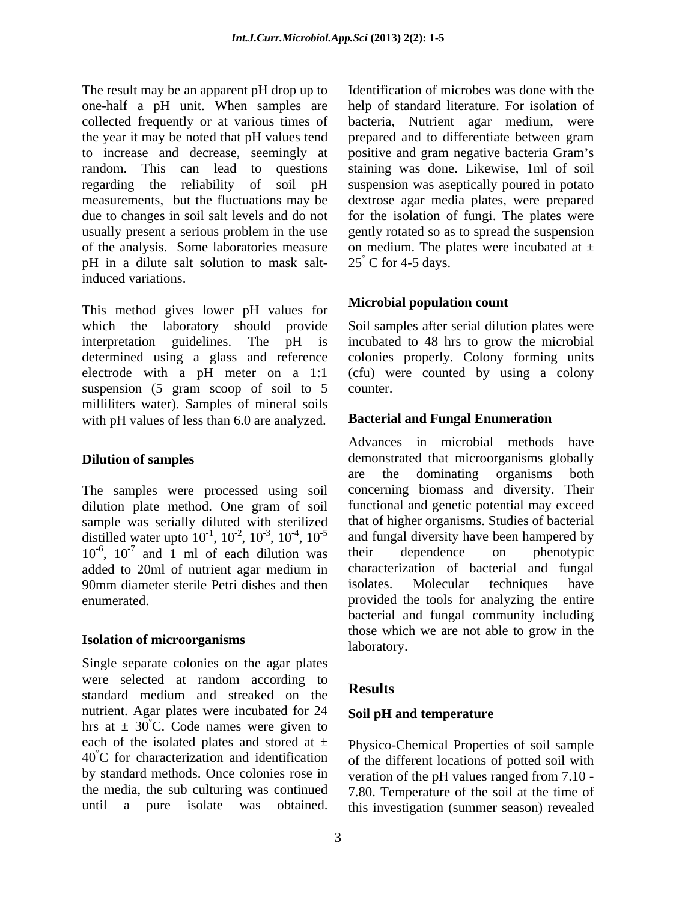The result may be an apparent pH drop up to one-half a pH unit. When samples are collected frequently or at various times of the year it may be noted that pH values tend to increase and decrease, seemingly at random. This can lead to questions regarding the reliability of soil pH measurements, but the fluctuations may be due to changes in soil salt levels and do not usually present a serious problem in the use of the analysis. Some laboratories measure pH in a dilute salt solution to mask salt-induced variations.

This method gives lower pH values for which the laboratory should provide interpretation guidelines. The pH is determined using a glass and reference electrode with a pH meter on a 1:1 suspension (5 gram scoop of soil to 5 milliliters water). Samples of mineral soils with pH values of less than 6.0 are analyzed.

### Dilution of samples

The samples were processed using soil dilution plate method. One gram of soil sample was serially diluted with sterilized distilled water upto $10^{-1}$, $10^{-2}$, $10^{-3}$, $10^{-4}$, $10^{-5}$ $10^{-6}$, $10^{-7}$ and 1 ml of each dilution was added to 20ml of nutrient agar medium in 90mm diameter sterile Petri dishes and then enumerated.

### Isolation of microorganisms

Single separate colonies on the agar plates were selected at random according to standard medium and streaked on the nutrient. Agar plates were incubated for 24 hrs at ± 30°C. Code names were given to each of the isolated plates and stored at ± 40°C for characterization and identification by standard methods. Once colonies rose in the media, the sub culturing was continued until a pure isolate was obtained. Identification of microbes was done with the help of standard literature. For isolation of bacteria, Nutrient agar medium, were prepared and to differentiate between gram positive and gram negative bacteria Gram's staining was done. Likewise, 1ml of soil suspension was aseptically poured in potato dextrose agar media plates, were prepared for the isolation of fungi. The plates were gently rotated so as to spread the suspension on medium. The plates were incubated at ± 25° C for 4-5 days.

### Microbial population count

Soil samples after serial dilution plates were incubated to 48 hrs to grow the microbial colonies properly. Colony forming units (cfu) were counted by using a colony counter.

### Bacterial and Fungal Enumeration

Advances in microbial methods have demonstrated that microorganisms globally are the dominating organisms both concerning biomass and diversity. Their functional and genetic potential may exceed that of higher organisms. Studies of bacterial and fungal diversity have been hampered by their dependence on phenotypic characterization of bacterial and fungal isolates. Molecular techniques have provided the tools for analyzing the entire bacterial and fungal community including those which we are not able to grow in the laboratory.

## Results

### Soil pH and temperature

Physico-Chemical Properties of soil sample of the different locations of potted soil with veration of the pH values ranged from 7.10 - 7.80. Temperature of the soil at the time of this investigation (summer season) revealed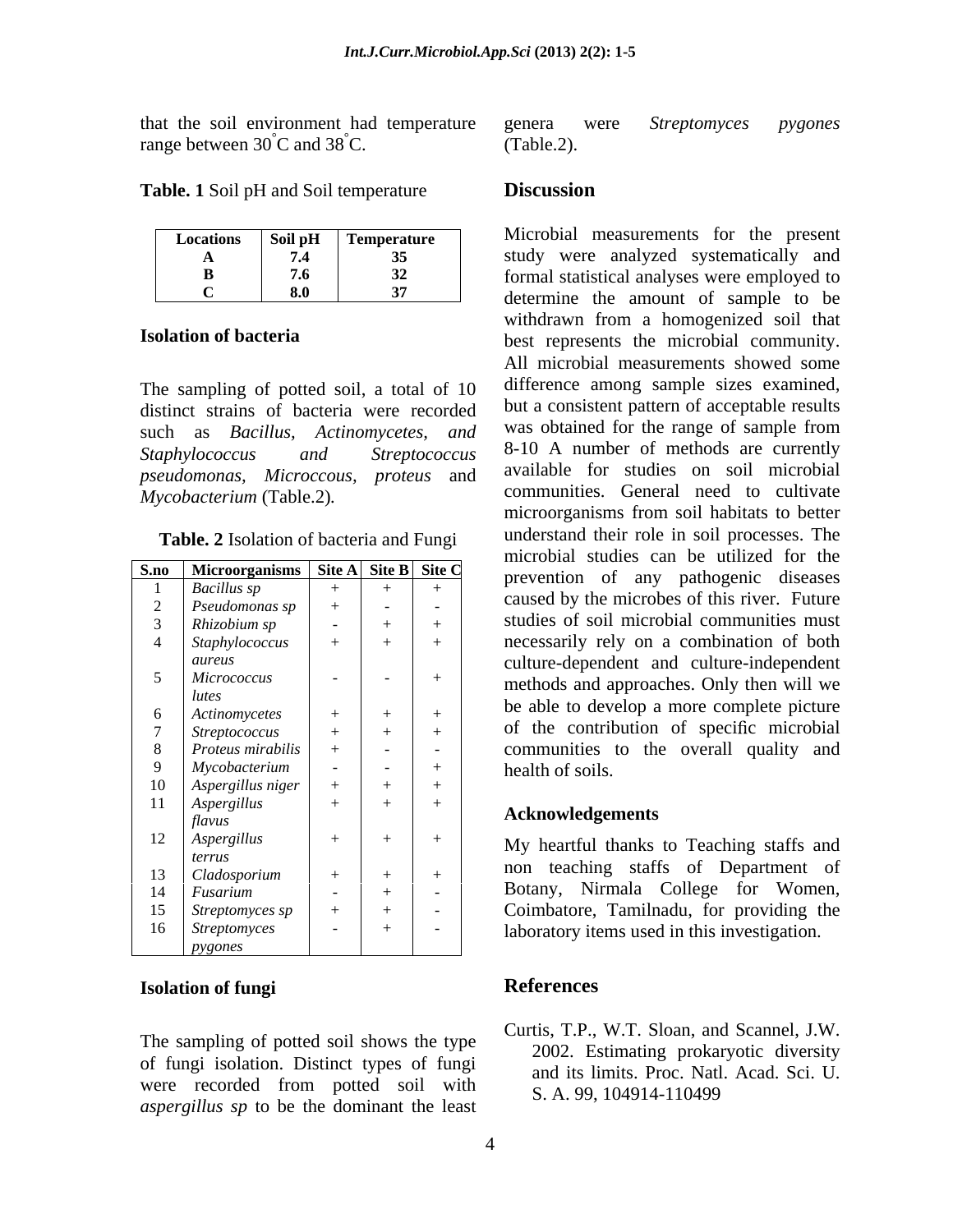that the soil environment had temperature range between 30°C and 38°C.

**Table. 1** Soil pH and Soil temperature

| Locations | Soil pH | Temperature |
|---|---|---|
| **A** | **7.4** | **35** |
| **B** | **7.6** | **32** |
| **C** | **8.0** | **37** |

### Isolation of bacteria

The sampling of potted soil, a total of 10 distinct strains of bacteria were recorded such as *Bacillus, Actinomycetes, and Staphylococcus and Streptococcus pseudomonas, Micrococous, proteus* and *Mycobacterium* (Table.2).

**Table. 2** Isolation of bacteria and Fungi

| S.no | Microorganisms | Site A | Site B | Site C |
|---|---|---|---|---|
| 1 | *Bacillus sp* | + | + | + |
| 2 | *Pseudomonas sp* | + | - | - |
| 3 | *Rhizobium sp* | - | + | + |
| 4 | *Staphylococcus aureus* | + | + | + |
| 5 | *Micrococcus lutes* | - | - | + |
| 6 | *Actinomycetes* | + | + | + |
| 7 | *Streptococcus* | + | + | + |
| 8 | *Proteus mirabilis* | + | - | - |
| 9 | *Mycobacterium* | - | - | + |
| 10 | *Aspergillus niger* | + | + | + |
| 11 | *Aspergillus flavus* | + | + | + |
| 12 | *Aspergillus terrus* | + | + | + |
| 13 | *Cladosporium* | + | + | + |
| 14 | *Fusarium* | - | + | - |
| 15 | *Streptomyces sp* | + | + | - |
| 16 | *Streptomyces pygones* | - | + | - |

### Isolation of fungi

The sampling of potted soil shows the type of fungi isolation. Distinct types of fungi were recorded from potted soil with *aspergillus sp* to be the dominant the least genera were *Streptomyces pygones* (Table.2).

## Discussion

Microbial measurements for the present study were analyzed systematically and formal statistical analyses were employed to determine the amount of sample to be withdrawn from a homogenized soil that best represents the microbial community. All microbial measurements showed some difference among sample sizes examined, but a consistent pattern of acceptable results was obtained for the range of sample from 8-10 A number of methods are currently available for studies on soil microbial communities. General need to cultivate microorganisms from soil habitats to better understand their role in soil processes. The microbial studies can be utilized for the prevention of any pathogenic diseases caused by the microbes of this river. Future studies of soil microbial communities must necessarily rely on a combination of both culture-dependent and culture-independent methods and approaches. Only then will we be able to develop a more complete picture of the contribution of specific microbial communities to the overall quality and health of soils.

### Acknowledgements

My heartful thanks to Teaching staffs and non teaching staffs of Department of Botany, Nirmala College for Women, Coimbatore, Tamilnadu, for providing the laboratory items used in this investigation.

## References

Curtis, T.P., W.T. Sloan, and Scannel, J.W. 2002. Estimating prokaryotic diversity and its limits. Proc. Natl. Acad. Sci. U. S. A. 99, 104914-110499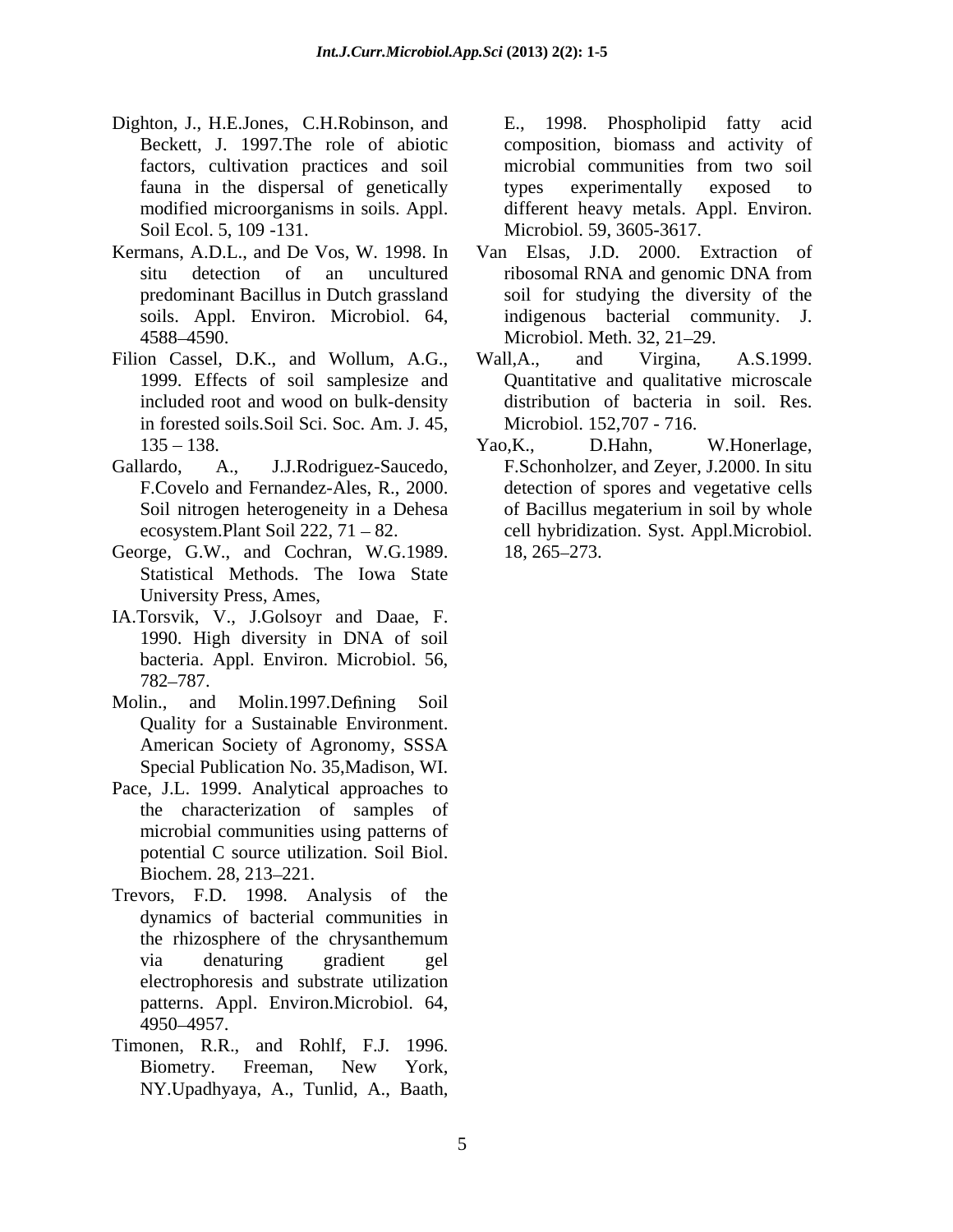Dighton, J., H.E.Jones, C.H.Robinson, and Beckett, J. 1997.The role of abiotic factors, cultivation practices and soil fauna in the dispersal of genetically modified microorganisms in soils. Appl. Soil Ecol. 5, 109 -131.

Kermans, A.D.L., and De Vos, W. 1998. In situ detection of an uncultured predominant Bacillus in Dutch grassland soils. Appl. Environ. Microbiol. 64, 4588–4590.

Filion Cassel, D.K., and Wollum, A.G., 1999. Effects of soil samplesize and included root and wood on bulk-density in forested soils.Soil Sci. Soc. Am. J. 45, 135 – 138.

Gallardo, A., J.J.Rodriguez-Saucedo, F.Covelo and Fernandez-Ales, R., 2000. Soil nitrogen heterogeneity in a Dehesa ecosystem.Plant Soil 222, 71 – 82.

George, G.W., and Cochran, W.G.1989. Statistical Methods. The Iowa State University Press, Ames,

IA.Torsvik, V., J.Golsoyr and Daae, F. 1990. High diversity in DNA of soil bacteria. Appl. Environ. Microbiol. 56, 782–787.

Molin., and Molin.1997.Defining Soil Quality for a Sustainable Environment. American Society of Agronomy, SSSA Special Publication No. 35,Madison, WI.

Pace, J.L. 1999. Analytical approaches to the characterization of samples of microbial communities using patterns of potential C source utilization. Soil Biol. Biochem. 28, 213–221.

Trevors, F.D. 1998. Analysis of the dynamics of bacterial communities in the rhizosphere of the chrysanthemum via denaturing gradient gel electrophoresis and substrate utilization patterns. Appl. Environ.Microbiol. 64, 4950–4957.

Timonen, R.R., and Rohlf, F.J. 1996. Biometry. Freeman, New York, NY.Upadhyaya, A., Tunlid, A., Baath, E., 1998. Phospholipid fatty acid composition, biomass and activity of microbial communities from two soil types experimentally exposed to different heavy metals. Appl. Environ. Microbiol. 59, 3605-3617.

Van Elsas, J.D. 2000. Extraction of ribosomal RNA and genomic DNA from soil for studying the diversity of the indigenous bacterial community. J. Microbiol. Meth. 32, 21–29.

Wall,A., and Virgina, A.S.1999. Quantitative and qualitative microscale distribution of bacteria in soil. Res. Microbiol. 152,707 - 716.

Yao,K., D.Hahn, W.Honerlage, F.Schonholzer, and Zeyer, J.2000. In situ detection of spores and vegetative cells of Bacillus megaterium in soil by whole cell hybridization. Syst. Appl.Microbiol. 18, 265–273.